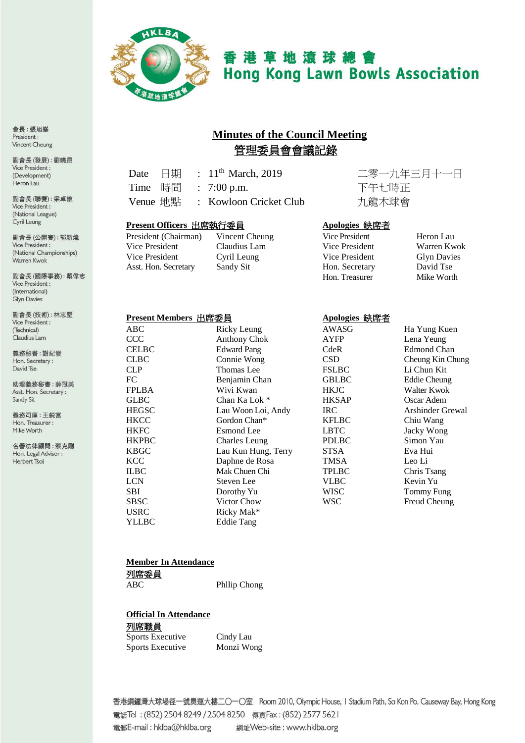# 香港草地滾球總會
# Hong Kong Lawn Bowls Association

會長：張旭峯
President：
Vincent Cheung

副會長(發展)：劉曉昂
Vice President：
(Development)
Heron Lau

副會長(聯賽)：梁卓雄
Vice President：
(National League)
Cyril Leung

副會長(公開賽)：郭新煒
Vice President：
(National Championships)
Warren Kwok

副會長(國際事務)：戴偉志
Vice President：
(International)
Glyn Davies

副會長(技術)：林志堅
Vice President：
(Technical)
Claudius Lam

義務秘書：謝紀發
Hon. Secretary：
David Tse

助理義務秘書：薛冠美
Asst. Hon. Secretary：
Sandy Sit

義務司庫：王鋭富
Hon. Treasurer：
Mike Worth

名譽法律顧問：蔡克剛
Hon. Legal Advisor：
Herbert Tsoi

## Minutes of the Council Meeting
## 管理委員會會議記錄

| | | | |
|---|---|---|---|
| Date 日期 | : | 11th March, 2019 | 二零一九年三月十一日 |
| Time 時間 | : | 7:00 p.m. | 下午七時正 |
| Venue 地點 | : | Kowloon Cricket Club | 九龍木球會 |

**Present Officers 出席執行委員**

| | |
|---|---|
| President (Chairman) | Vincent Cheung |
| Vice President | Claudius Lam |
| Vice President | Cyril Leung |
| Asst. Hon. Secretary | Sandy Sit |

**Apologies 缺席者**

| | |
|---|---|
| Vice President | Heron Lau |
| Vice President | Warren Kwok |
| Vice President | Glyn Davies |
| Hon. Secretary | David Tse |
| Hon. Treasurer | Mike Worth |

**Present Members 出席委員**

| | |
|---|---|
| ABC | Ricky Leung |
| CCC | Anthony Chok |
| CELBC | Edward Pang |
| CLBC | Connie Wong |
| CLP | Thomas Lee |
| FC | Benjamin Chan |
| FPLBA | Wivi Kwan |
| GLBC | Chan Ka Lok * |
| HEGSC | Lau Woon Loi, Andy |
| HKCC | Gordon Chan* |
| HKFC | Esmond Lee |
| HKPBC | Charles Leung |
| KBGC | Lau Kun Hung, Terry |
| KCC | Daphne de Rosa |
| ILBC | Mak Chuen Chi |
| LCN | Steven Lee |
| SBI | Dorothy Yu |
| SBSC | Victor Chow |
| USRC | Ricky Mak* |
| YLLBC | Eddie Tang |

**Apologies 缺席者**

| | |
|---|---|
| AWASG | Ha Yung Kuen |
| AYFP | Lena Yeung |
| CdeR | Edmond Chan |
| CSD | Cheung Kin Chung |
| FSLBC | Li Chun Kit |
| GBLBC | Eddie Cheung |
| HKJC | Walter Kwok |
| HKSAP | Oscar Adem |
| IRC | Arshinder Grewal |
| KFLBC | Chiu Wang |
| LBTC | Jacky Wong |
| PDLBC | Simon Yau |
| STSA | Eva Hui |
| TMSA | Leo Li |
| TPLBC | Chris Tsang |
| VLBC | Kevin Yu |
| WISC | Tommy Fung |
| WSC | Freud Cheung |

**Member In Attendance**
**列席委員**

| | |
|---|---|
| ABC | Phllip Chong |

**Official In Attendance**
**列席職員**

| | |
|---|---|
| Sports Executive | Cindy Lau |
| Sports Executive | Monzi Wong |

香港銅鑼灣大球場徑一號奧運大樓二〇一〇室 Room 2010, Olympic House, 1 Stadium Path, So Kon Po, Causeway Bay, Hong Kong
電話Tel：(852) 2504 8249 / 2504 8250 傳真Fax：(852) 2577 5621
電郵E-mail：hklba@hklba.org 網址Web-site：www.hklba.org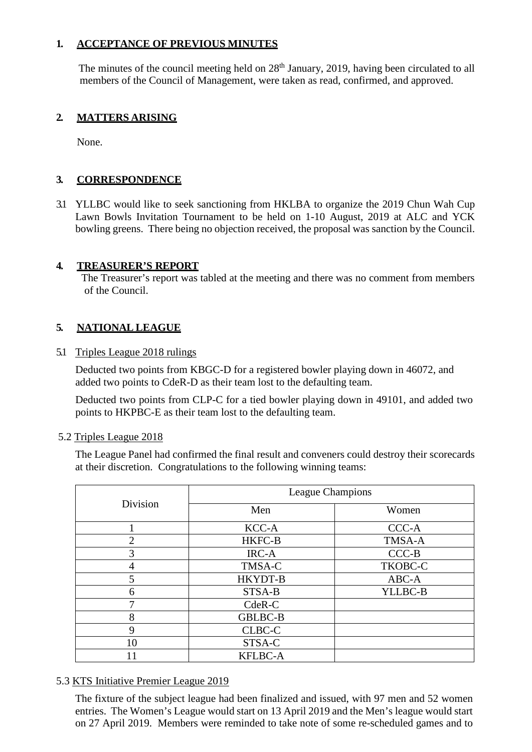## 1. ACCEPTANCE OF PREVIOUS MINUTES

The minutes of the council meeting held on 28th January, 2019, having been circulated to all members of the Council of Management, were taken as read, confirmed, and approved.

## 2. MATTERS ARISING

None.

## 3. CORRESPONDENCE

3.1 YLLBC would like to seek sanctioning from HKLBA to organize the 2019 Chun Wah Cup Lawn Bowls Invitation Tournament to be held on 1-10 August, 2019 at ALC and YCK bowling greens. There being no objection received, the proposal was sanction by the Council.

## 4. TREASURER'S REPORT

The Treasurer's report was tabled at the meeting and there was no comment from members of the Council.

## 5. NATIONAL LEAGUE

5.1 Triples League 2018 rulings

Deducted two points from KBGC-D for a registered bowler playing down in 46072, and added two points to CdeR-D as their team lost to the defaulting team.

Deducted two points from CLP-C for a tied bowler playing down in 49101, and added two points to HKPBC-E as their team lost to the defaulting team.

5.2 Triples League 2018

The League Panel had confirmed the final result and conveners could destroy their scorecards at their discretion. Congratulations to the following winning teams:

| Division | League Champions | |
|---|---|---|
| | Men | Women |
| 1 | KCC-A | CCC-A |
| 2 | HKFC-B | TMSA-A |
| 3 | IRC-A | CCC-B |
| 4 | TMSA-C | TKOBC-C |
| 5 | HKYDT-B | ABC-A |
| 6 | STSA-B | YLLBC-B |
| 7 | CdeR-C | |
| 8 | GBLBC-B | |
| 9 | CLBC-C | |
| 10 | STSA-C | |
| 11 | KFLBC-A | |

5.3 KTS Initiative Premier League 2019

The fixture of the subject league had been finalized and issued, with 97 men and 52 women entries. The Women's League would start on 13 April 2019 and the Men's league would start on 27 April 2019. Members were reminded to take note of some re-scheduled games and to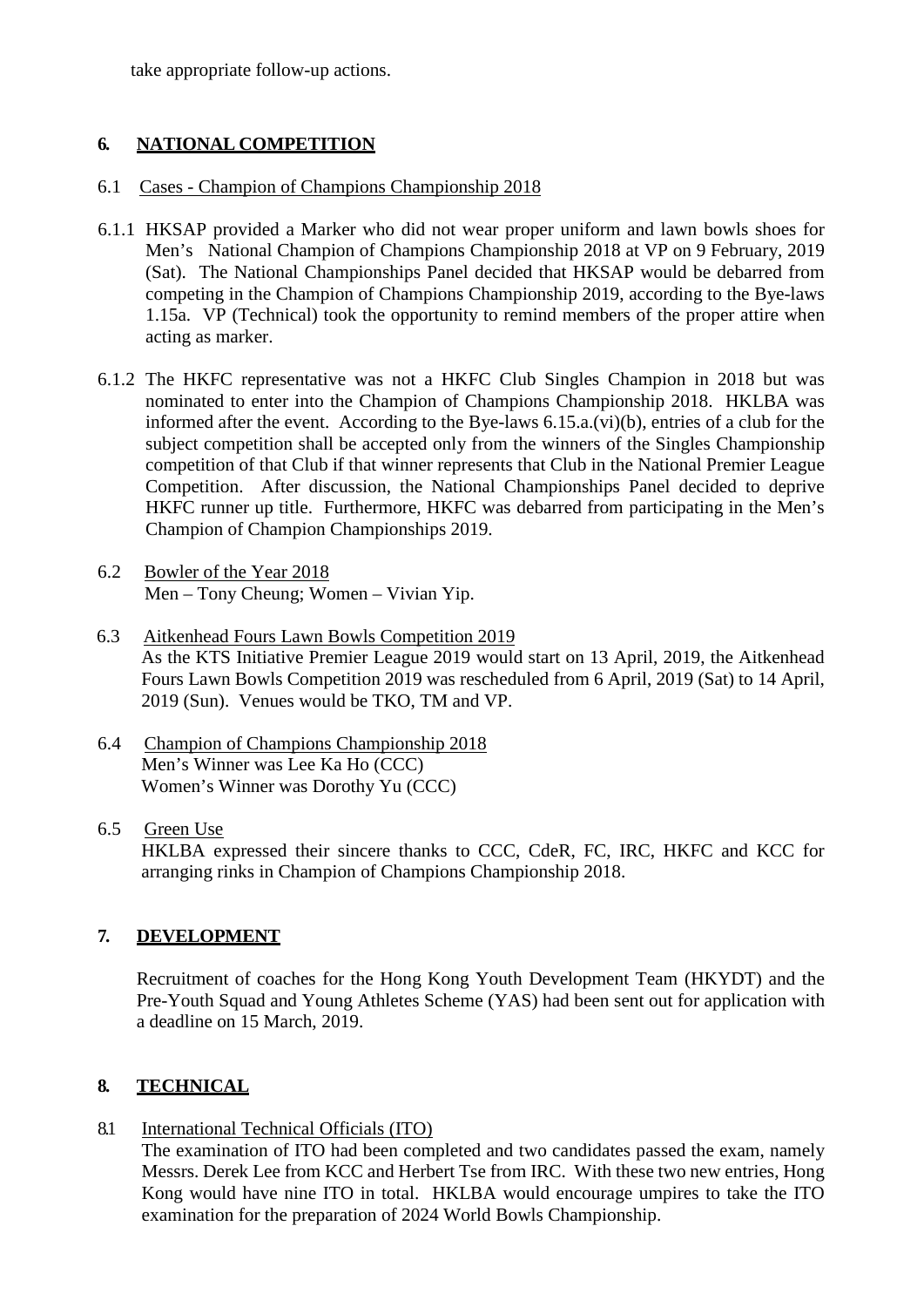take appropriate follow-up actions.

## 6. NATIONAL COMPETITION

### 6.1 Cases - Champion of Champions Championship 2018

6.1.1 HKSAP provided a Marker who did not wear proper uniform and lawn bowls shoes for Men's National Champion of Champions Championship 2018 at VP on 9 February, 2019 (Sat). The National Championships Panel decided that HKSAP would be debarred from competing in the Champion of Champions Championship 2019, according to the Bye-laws 1.15a. VP (Technical) took the opportunity to remind members of the proper attire when acting as marker.

6.1.2 The HKFC representative was not a HKFC Club Singles Champion in 2018 but was nominated to enter into the Champion of Champions Championship 2018. HKLBA was informed after the event. According to the Bye-laws 6.15.a.(vi)(b), entries of a club for the subject competition shall be accepted only from the winners of the Singles Championship competition of that Club if that winner represents that Club in the National Premier League Competition. After discussion, the National Championships Panel decided to deprive HKFC runner up title. Furthermore, HKFC was debarred from participating in the Men's Champion of Champion Championships 2019.

### 6.2 Bowler of the Year 2018

Men – Tony Cheung; Women – Vivian Yip.

### 6.3 Aitkenhead Fours Lawn Bowls Competition 2019

As the KTS Initiative Premier League 2019 would start on 13 April, 2019, the Aitkenhead Fours Lawn Bowls Competition 2019 was rescheduled from 6 April, 2019 (Sat) to 14 April, 2019 (Sun). Venues would be TKO, TM and VP.

### 6.4 Champion of Champions Championship 2018

Men's Winner was Lee Ka Ho (CCC)
Women's Winner was Dorothy Yu (CCC)

### 6.5 Green Use

HKLBA expressed their sincere thanks to CCC, CdeR, FC, IRC, HKFC and KCC for arranging rinks in Champion of Champions Championship 2018.

## 7. DEVELOPMENT

Recruitment of coaches for the Hong Kong Youth Development Team (HKYDT) and the Pre-Youth Squad and Young Athletes Scheme (YAS) had been sent out for application with a deadline on 15 March, 2019.

## 8. TECHNICAL

### 8.1 International Technical Officials (ITO)

The examination of ITO had been completed and two candidates passed the exam, namely Messrs. Derek Lee from KCC and Herbert Tse from IRC. With these two new entries, Hong Kong would have nine ITO in total. HKLBA would encourage umpires to take the ITO examination for the preparation of 2024 World Bowls Championship.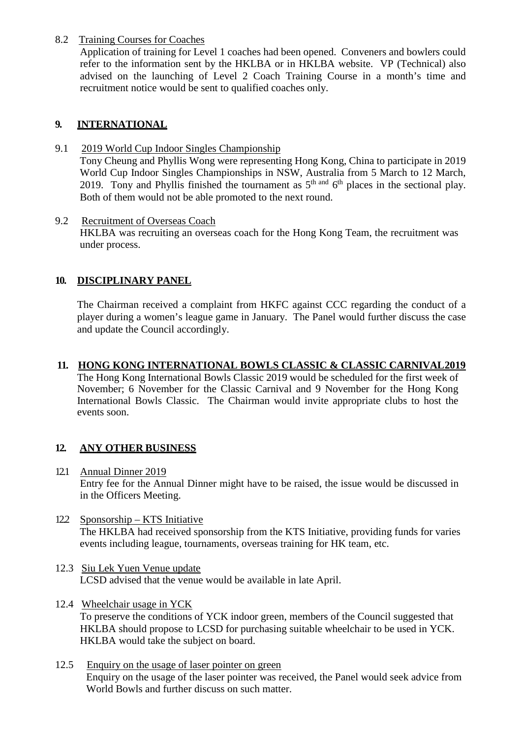8.2 Training Courses for Coaches

Application of training for Level 1 coaches had been opened. Conveners and bowlers could refer to the information sent by the HKLBA or in HKLBA website. VP (Technical) also advised on the launching of Level 2 Coach Training Course in a month's time and recruitment notice would be sent to qualified coaches only.

## 9. INTERNATIONAL

9.1 2019 World Cup Indoor Singles Championship

Tony Cheung and Phyllis Wong were representing Hong Kong, China to participate in 2019 World Cup Indoor Singles Championships in NSW, Australia from 5 March to 12 March, 2019. Tony and Phyllis finished the tournament as 5th and 6th places in the sectional play. Both of them would not be able promoted to the next round.

9.2 Recruitment of Overseas Coach

HKLBA was recruiting an overseas coach for the Hong Kong Team, the recruitment was under process.

## 10. DISCIPLINARY PANEL

The Chairman received a complaint from HKFC against CCC regarding the conduct of a player during a women's league game in January. The Panel would further discuss the case and update the Council accordingly.

## 11. HONG KONG INTERNATIONAL BOWLS CLASSIC & CLASSIC CARNIVAL2019

The Hong Kong International Bowls Classic 2019 would be scheduled for the first week of November; 6 November for the Classic Carnival and 9 November for the Hong Kong International Bowls Classic. The Chairman would invite appropriate clubs to host the events soon.

## 12. ANY OTHER BUSINESS

12.1 Annual Dinner 2019

Entry fee for the Annual Dinner might have to be raised, the issue would be discussed in in the Officers Meeting.

12.2 Sponsorship – KTS Initiative

The HKLBA had received sponsorship from the KTS Initiative, providing funds for varies events including league, tournaments, overseas training for HK team, etc.

12.3 Siu Lek Yuen Venue update

LCSD advised that the venue would be available in late April.

12.4 Wheelchair usage in YCK

To preserve the conditions of YCK indoor green, members of the Council suggested that HKLBA should propose to LCSD for purchasing suitable wheelchair to be used in YCK. HKLBA would take the subject on board.

12.5 Enquiry on the usage of laser pointer on green

Enquiry on the usage of the laser pointer was received, the Panel would seek advice from World Bowls and further discuss on such matter.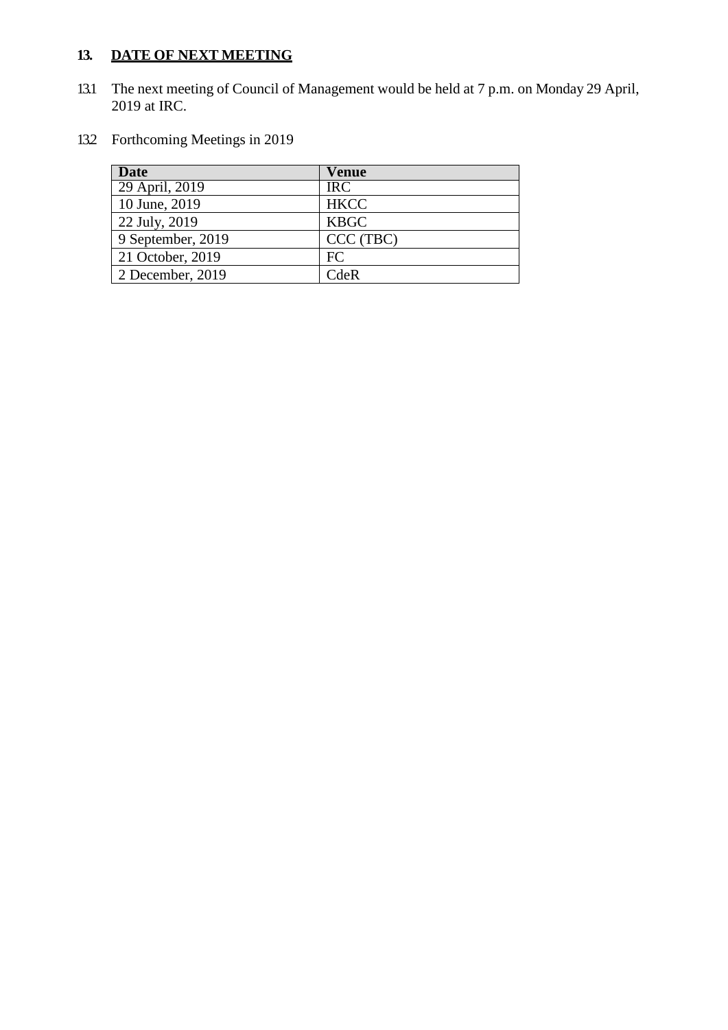## 13. DATE OF NEXT MEETING

13.1 The next meeting of Council of Management would be held at 7 p.m. on Monday 29 April, 2019 at IRC.

13.2 Forthcoming Meetings in 2019

| Date | Venue |
|---|---|
| 29 April, 2019 | IRC |
| 10 June, 2019 | HKCC |
| 22 July, 2019 | KBGC |
| 9 September, 2019 | CCC (TBC) |
| 21 October, 2019 | FC |
| 2 December, 2019 | CdeR |